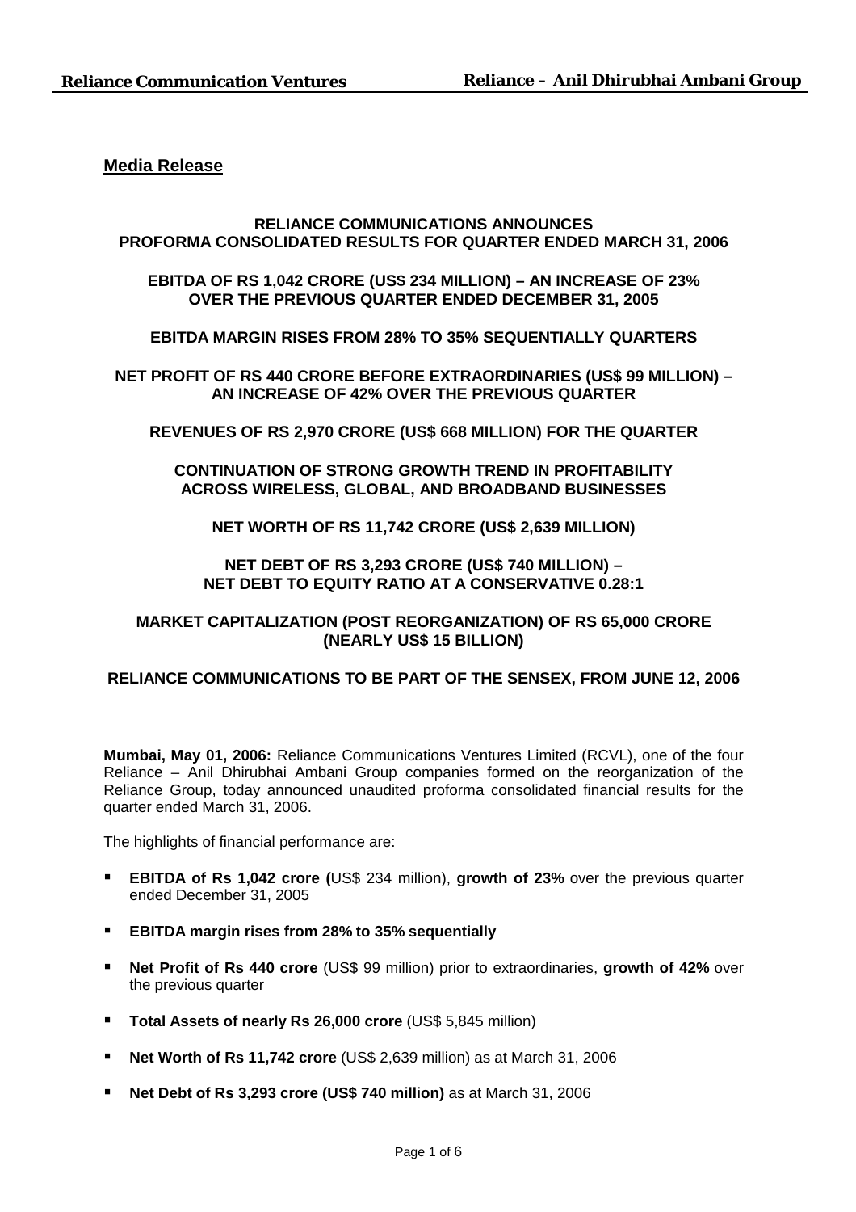## Media Release

**RELIANCE COMMUNICATIONS ANNOUNCES PROFORMA CONSOLIDATED RESULTS FOR QUARTER ENDED MARCH 31, 2006**

**EBITDA OF RS 1,042 CRORE (US$ 234 MILLION) – AN INCREASE OF 23% OVER THE PREVIOUS QUARTER ENDED DECEMBER 31, 2005**

**EBITDA MARGIN RISES FROM 28% TO 35% SEQUENTIALLY QUARTERS**

**NET PROFIT OF RS 440 CRORE BEFORE EXTRAORDINARIES (US$ 99 MILLION) – AN INCREASE OF 42% OVER THE PREVIOUS QUARTER**

**REVENUES OF RS 2,970 CRORE (US$ 668 MILLION) FOR THE QUARTER**

**CONTINUATION OF STRONG GROWTH TREND IN PROFITABILITY ACROSS WIRELESS, GLOBAL, AND BROADBAND BUSINESSES**

**NET WORTH OF RS 11,742 CRORE (US$ 2,639 MILLION)**

**NET DEBT OF RS 3,293 CRORE (US$ 740 MILLION) – NET DEBT TO EQUITY RATIO AT A CONSERVATIVE 0.28:1**

**MARKET CAPITALIZATION (POST REORGANIZATION) OF RS 65,000 CRORE (NEARLY US$ 15 BILLION)**

**RELIANCE COMMUNICATIONS TO BE PART OF THE SENSEX, FROM JUNE 12, 2006**

**Mumbai, May 01, 2006:** Reliance Communications Ventures Limited (RCVL), one of the four Reliance – Anil Dhirubhai Ambani Group companies formed on the reorganization of the Reliance Group, today announced unaudited proforma consolidated financial results for the quarter ended March 31, 2006.

The highlights of financial performance are:

- **EBITDA of Rs 1,042 crore (**US$ 234 million), **growth of 23%** over the previous quarter ended December 31, 2005
- **EBITDA margin rises from 28% to 35% sequentially**
- **Net Profit of Rs 440 crore** (US$ 99 million) prior to extraordinaries, **growth of 42%** over the previous quarter
- **Total Assets of nearly Rs 26,000 crore** (US$ 5,845 million)
- **Net Worth of Rs 11,742 crore** (US$ 2,639 million) as at March 31, 2006
- **Net Debt of Rs 3,293 crore (US$ 740 million)** as at March 31, 2006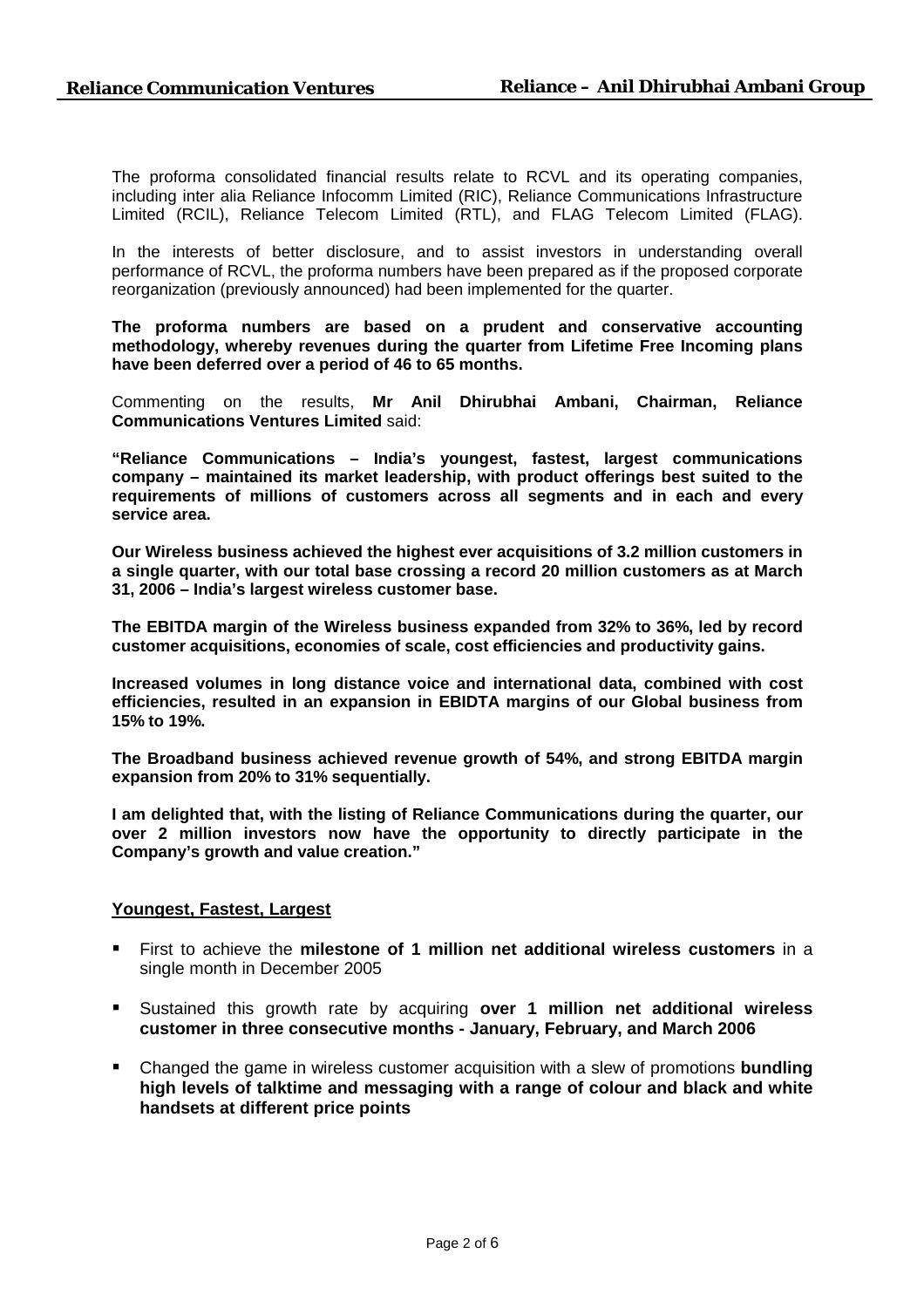The proforma consolidated financial results relate to RCVL and its operating companies, including inter alia Reliance Infocomm Limited (RIC), Reliance Communications Infrastructure Limited (RCIL), Reliance Telecom Limited (RTL), and FLAG Telecom Limited (FLAG).

In the interests of better disclosure, and to assist investors in understanding overall performance of RCVL, the proforma numbers have been prepared as if the proposed corporate reorganization (previously announced) had been implemented for the quarter.

**The proforma numbers are based on a prudent and conservative accounting methodology, whereby revenues during the quarter from Lifetime Free Incoming plans have been deferred over a period of 46 to 65 months.**

Commenting on the results, **Mr Anil Dhirubhai Ambani, Chairman, Reliance Communications Ventures Limited** said:

**"Reliance Communications – India's youngest, fastest, largest communications company – maintained its market leadership, with product offerings best suited to the requirements of millions of customers across all segments and in each and every service area.**

**Our Wireless business achieved the highest ever acquisitions of 3.2 million customers in a single quarter, with our total base crossing a record 20 million customers as at March 31, 2006 – India's largest wireless customer base.**

**The EBITDA margin of the Wireless business expanded from 32% to 36%, led by record customer acquisitions, economies of scale, cost efficiencies and productivity gains.**

**Increased volumes in long distance voice and international data, combined with cost efficiencies, resulted in an expansion in EBIDTA margins of our Global business from 15% to 19%.**

**The Broadband business achieved revenue growth of 54%, and strong EBITDA margin expansion from 20% to 31% sequentially.**

**I am delighted that, with the listing of Reliance Communications during the quarter, our over 2 million investors now have the opportunity to directly participate in the Company's growth and value creation."**

## Youngest, Fastest, Largest

- First to achieve the **milestone of 1 million net additional wireless customers** in a single month in December 2005
- Sustained this growth rate by acquiring **over 1 million net additional wireless customer in three consecutive months - January, February, and March 2006**
- Changed the game in wireless customer acquisition with a slew of promotions **bundling high levels of talktime and messaging with a range of colour and black and white handsets at different price points**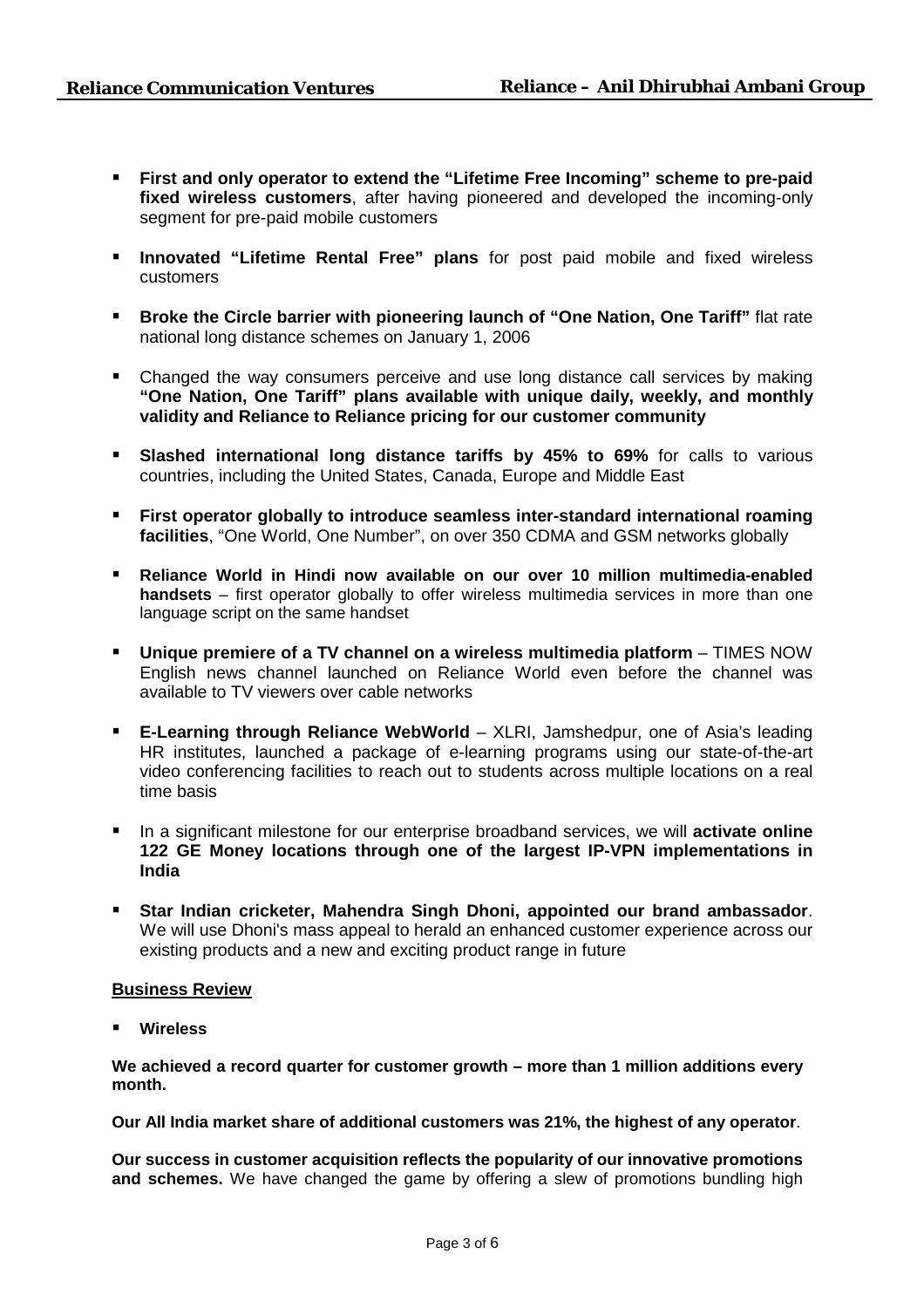- **First and only operator to extend the "Lifetime Free Incoming" scheme to pre-paid fixed wireless customers**, after having pioneered and developed the incoming-only segment for pre-paid mobile customers

- **Innovated "Lifetime Rental Free" plans** for post paid mobile and fixed wireless customers

- **Broke the Circle barrier with pioneering launch of "One Nation, One Tariff"** flat rate national long distance schemes on January 1, 2006

- Changed the way consumers perceive and use long distance call services by making **"One Nation, One Tariff" plans available with unique daily, weekly, and monthly validity and Reliance to Reliance pricing for our customer community**

- **Slashed international long distance tariffs by 45% to 69%** for calls to various countries, including the United States, Canada, Europe and Middle East

- **First operator globally to introduce seamless inter-standard international roaming facilities**, "One World, One Number", on over 350 CDMA and GSM networks globally

- **Reliance World in Hindi now available on our over 10 million multimedia-enabled handsets** – first operator globally to offer wireless multimedia services in more than one language script on the same handset

- **Unique premiere of a TV channel on a wireless multimedia platform** – TIMES NOW English news channel launched on Reliance World even before the channel was available to TV viewers over cable networks

- **E-Learning through Reliance WebWorld** – XLRI, Jamshedpur, one of Asia's leading HR institutes, launched a package of e-learning programs using our state-of-the-art video conferencing facilities to reach out to students across multiple locations on a real time basis

- In a significant milestone for our enterprise broadband services, we will **activate online 122 GE Money locations through one of the largest IP-VPN implementations in India**

- **Star Indian cricketer, Mahendra Singh Dhoni, appointed our brand ambassador**. We will use Dhoni's mass appeal to herald an enhanced customer experience across our existing products and a new and exciting product range in future

## Business Review

- **Wireless**

**We achieved a record quarter for customer growth – more than 1 million additions every month.**

**Our All India market share of additional customers was 21%, the highest of any operator**.

**Our success in customer acquisition reflects the popularity of our innovative promotions and schemes.** We have changed the game by offering a slew of promotions bundling high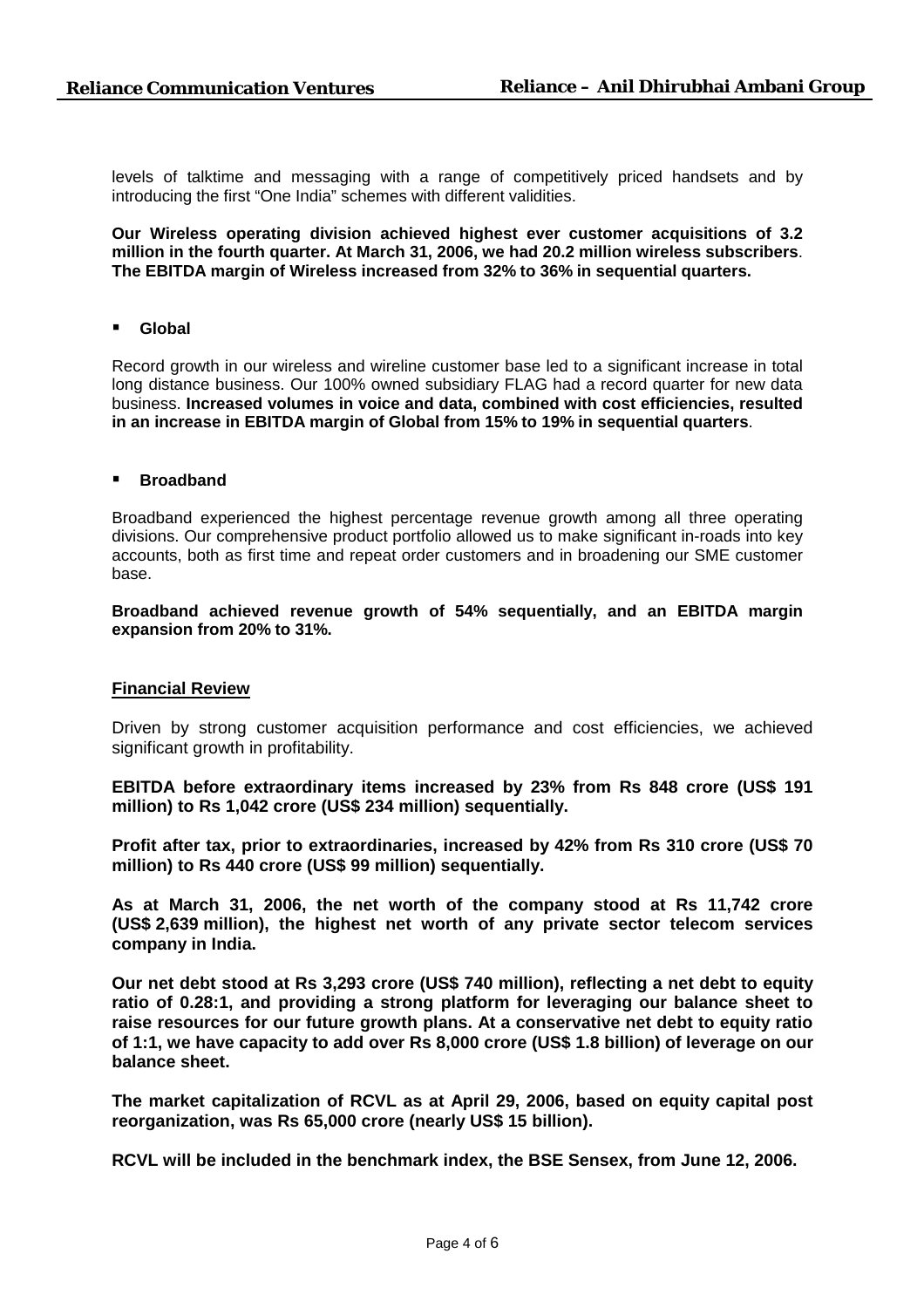levels of talktime and messaging with a range of competitively priced handsets and by introducing the first "One India" schemes with different validities.

**Our Wireless operating division achieved highest ever customer acquisitions of 3.2 million in the fourth quarter. At March 31, 2006, we had 20.2 million wireless subscribers**. **The EBITDA margin of Wireless increased from 32% to 36% in sequential quarters.**

- **Global**

Record growth in our wireless and wireline customer base led to a significant increase in total long distance business. Our 100% owned subsidiary FLAG had a record quarter for new data business. **Increased volumes in voice and data, combined with cost efficiencies, resulted in an increase in EBITDA margin of Global from 15% to 19% in sequential quarters**.

- **Broadband**

Broadband experienced the highest percentage revenue growth among all three operating divisions. Our comprehensive product portfolio allowed us to make significant in-roads into key accounts, both as first time and repeat order customers and in broadening our SME customer base.

**Broadband achieved revenue growth of 54% sequentially, and an EBITDA margin expansion from 20% to 31%.**

## Financial Review

Driven by strong customer acquisition performance and cost efficiencies, we achieved significant growth in profitability.

**EBITDA before extraordinary items increased by 23% from Rs 848 crore (US$ 191 million) to Rs 1,042 crore (US$ 234 million) sequentially.**

**Profit after tax, prior to extraordinaries, increased by 42% from Rs 310 crore (US$ 70 million) to Rs 440 crore (US$ 99 million) sequentially.**

**As at March 31, 2006, the net worth of the company stood at Rs 11,742 crore (US$ 2,639 million), the highest net worth of any private sector telecom services company in India.**

**Our net debt stood at Rs 3,293 crore (US$ 740 million), reflecting a net debt to equity ratio of 0.28:1, and providing a strong platform for leveraging our balance sheet to raise resources for our future growth plans. At a conservative net debt to equity ratio of 1:1, we have capacity to add over Rs 8,000 crore (US$ 1.8 billion) of leverage on our balance sheet.**

**The market capitalization of RCVL as at April 29, 2006, based on equity capital post reorganization, was Rs 65,000 crore (nearly US$ 15 billion).**

**RCVL will be included in the benchmark index, the BSE Sensex, from June 12, 2006.**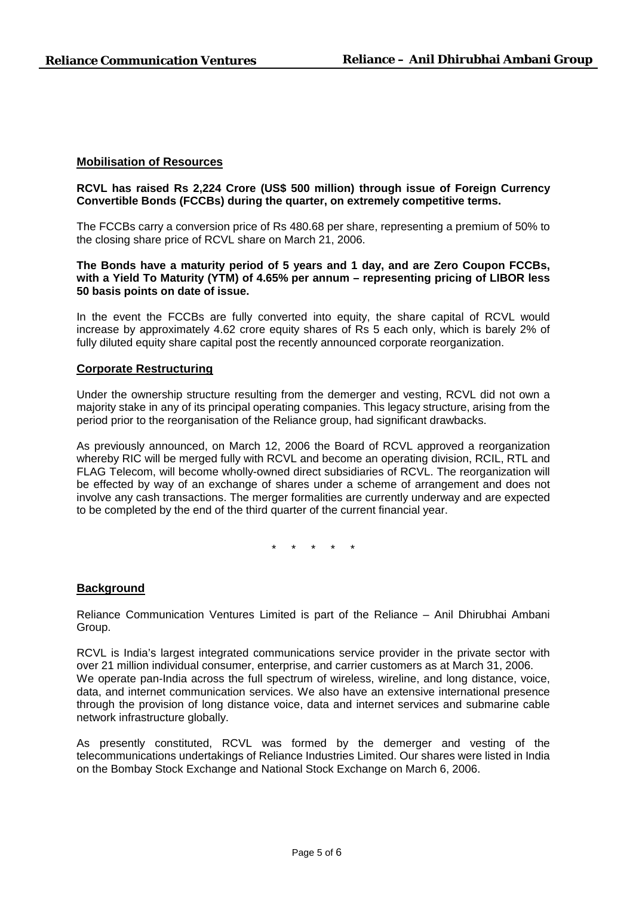## Mobilisation of Resources

**RCVL has raised Rs 2,224 Crore (US$ 500 million) through issue of Foreign Currency Convertible Bonds (FCCBs) during the quarter, on extremely competitive terms.**

The FCCBs carry a conversion price of Rs 480.68 per share, representing a premium of 50% to the closing share price of RCVL share on March 21, 2006.

**The Bonds have a maturity period of 5 years and 1 day, and are Zero Coupon FCCBs, with a Yield To Maturity (YTM) of 4.65% per annum – representing pricing of LIBOR less 50 basis points on date of issue.**

In the event the FCCBs are fully converted into equity, the share capital of RCVL would increase by approximately 4.62 crore equity shares of Rs 5 each only, which is barely 2% of fully diluted equity share capital post the recently announced corporate reorganization.

## Corporate Restructuring

Under the ownership structure resulting from the demerger and vesting, RCVL did not own a majority stake in any of its principal operating companies. This legacy structure, arising from the period prior to the reorganisation of the Reliance group, had significant drawbacks.

As previously announced, on March 12, 2006 the Board of RCVL approved a reorganization whereby RIC will be merged fully with RCVL and become an operating division, RCIL, RTL and FLAG Telecom, will become wholly-owned direct subsidiaries of RCVL. The reorganization will be effected by way of an exchange of shares under a scheme of arrangement and does not involve any cash transactions. The merger formalities are currently underway and are expected to be completed by the end of the third quarter of the current financial year.

\* \* \* \* \*

## Background

Reliance Communication Ventures Limited is part of the Reliance – Anil Dhirubhai Ambani Group.

RCVL is India's largest integrated communications service provider in the private sector with over 21 million individual consumer, enterprise, and carrier customers as at March 31, 2006. We operate pan-India across the full spectrum of wireless, wireline, and long distance, voice, data, and internet communication services. We also have an extensive international presence through the provision of long distance voice, data and internet services and submarine cable network infrastructure globally.

As presently constituted, RCVL was formed by the demerger and vesting of the telecommunications undertakings of Reliance Industries Limited. Our shares were listed in India on the Bombay Stock Exchange and National Stock Exchange on March 6, 2006.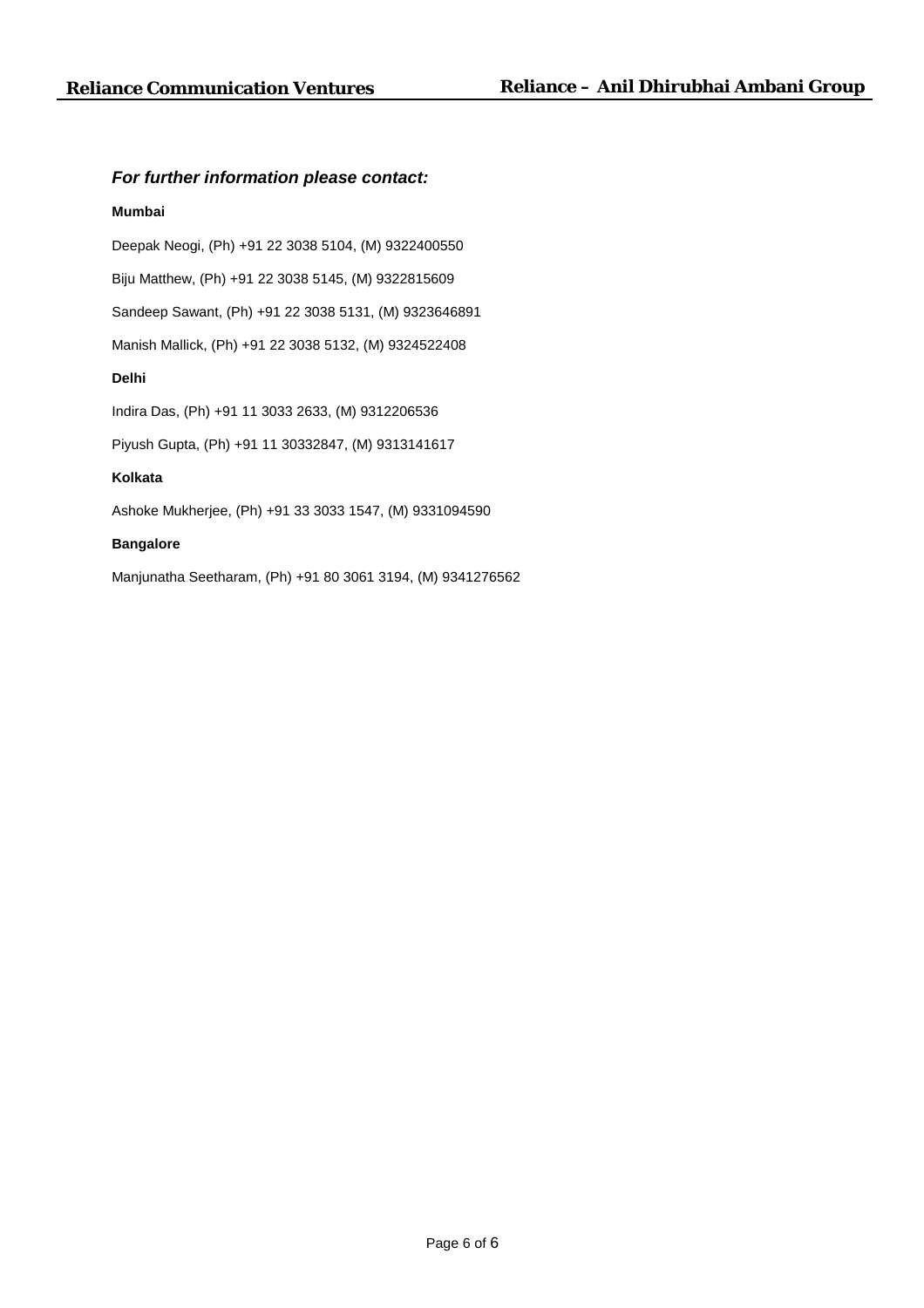***For further information please contact:***

**Mumbai**

Deepak Neogi, (Ph) +91 22 3038 5104, (M) 9322400550

Biju Matthew, (Ph) +91 22 3038 5145, (M) 9322815609

Sandeep Sawant, (Ph) +91 22 3038 5131, (M) 9323646891

Manish Mallick, (Ph) +91 22 3038 5132, (M) 9324522408

**Delhi**

Indira Das, (Ph) +91 11 3033 2633, (M) 9312206536

Piyush Gupta, (Ph) +91 11 30332847, (M) 9313141617

**Kolkata**

Ashoke Mukherjee, (Ph) +91 33 3033 1547, (M) 9331094590

**Bangalore**

Manjunatha Seetharam, (Ph) +91 80 3061 3194, (M) 9341276562